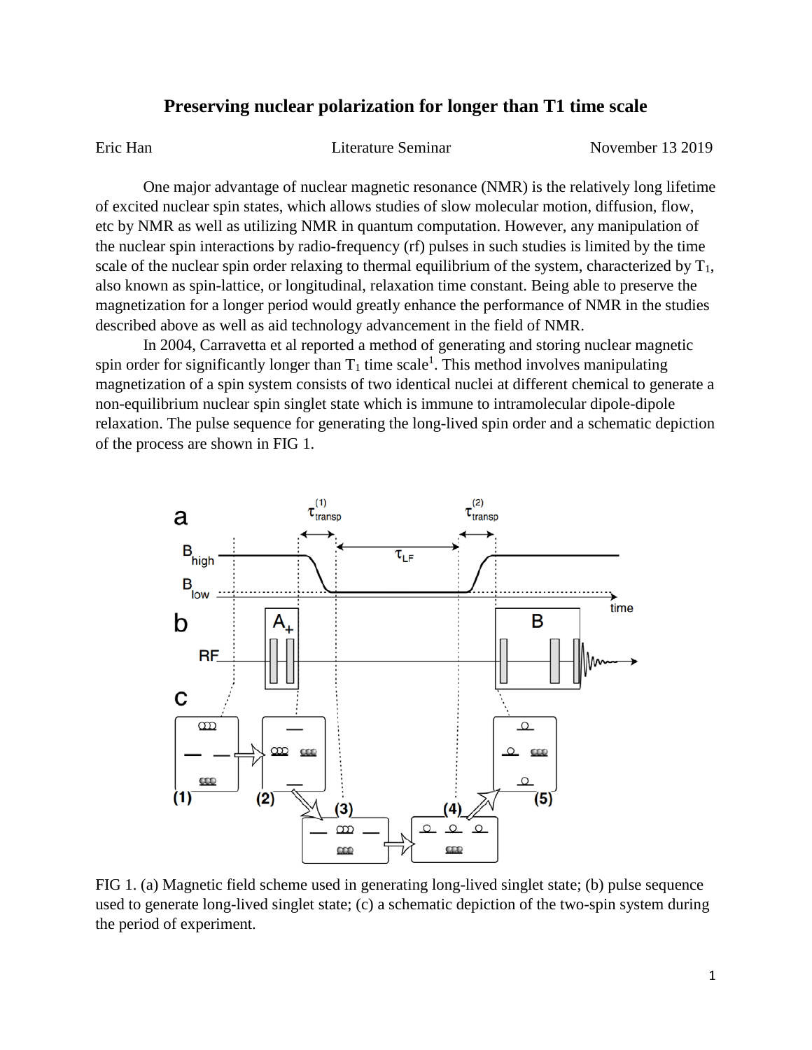# Preserving nuclear polarization for longer than T1 time scale

Eric Han — Literature Seminar — November 13 2019

One major advantage of nuclear magnetic resonance (NMR) is the relatively long lifetime of excited nuclear spin states, which allows studies of slow molecular motion, diffusion, flow, etc by NMR as well as utilizing NMR in quantum computation. However, any manipulation of the nuclear spin interactions by radio-frequency (rf) pulses in such studies is limited by the time scale of the nuclear spin order relaxing to thermal equilibrium of the system, characterized by $T_1$, also known as spin-lattice, or longitudinal, relaxation time constant. Being able to preserve the magnetization for a longer period would greatly enhance the performance of NMR in the studies described above as well as aid technology advancement in the field of NMR.

In 2004, Carravetta et al reported a method of generating and storing nuclear magnetic spin order for significantly longer than $T_1$ time scale[1]. This method involves manipulating magnetization of a spin system consists of two identical nuclei at different chemical to generate a non-equilibrium nuclear spin singlet state which is immune to intramolecular dipole-dipole relaxation. The pulse sequence for generating the long-lived spin order and a schematic depiction of the process are shown in FIG 1.

FIG 1. (a) Magnetic field scheme used in generating long-lived singlet state; (b) pulse sequence used to generate long-lived singlet state; (c) a schematic depiction of the two-spin system during the period of experiment.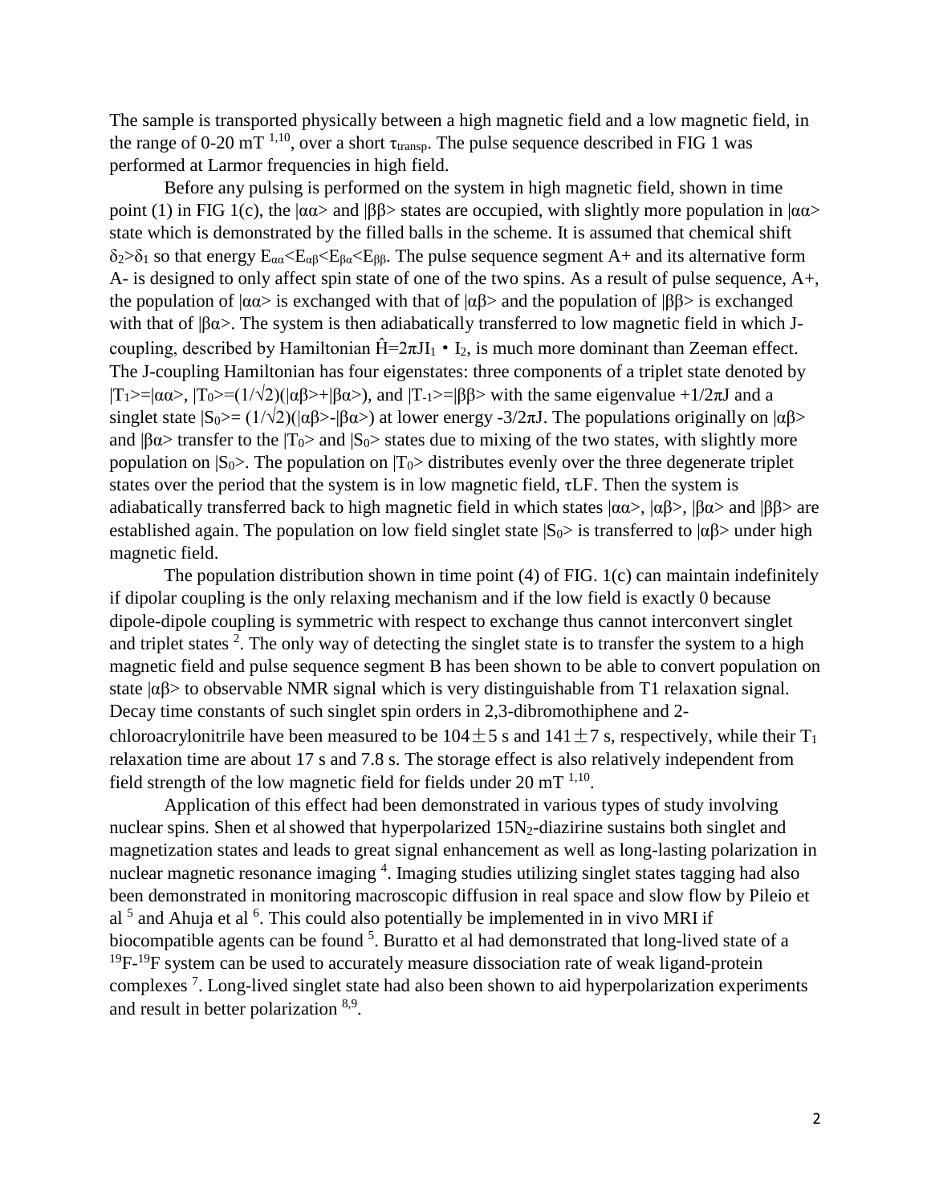The sample is transported physically between a high magnetic field and a low magnetic field, in the range of 0-20 mT [1,10], over a short $\tau_{transp}$. The pulse sequence described in FIG 1 was performed at Larmor frequencies in high field.

Before any pulsing is performed on the system in high magnetic field, shown in time point (1) in FIG 1(c), the $|\alpha\alpha\rangle$ and $|\beta\beta\rangle$ states are occupied, with slightly more population in $|\alpha\alpha\rangle$ state which is demonstrated by the filled balls in the scheme. It is assumed that chemical shift $\delta_2 > \delta_1$ so that energy $E_{\alpha\alpha} < E_{\alpha\beta} < E_{\beta\alpha} < E_{\beta\beta}$. The pulse sequence segment A+ and its alternative form A- is designed to only affect spin state of one of the two spins. As a result of pulse sequence, A+, the population of $|\alpha\alpha\rangle$ is exchanged with that of $|\alpha\beta\rangle$ and the population of $|\beta\beta\rangle$ is exchanged with that of $|\beta\alpha\rangle$. The system is then adiabatically transferred to low magnetic field in which J-coupling, described by Hamiltonian $\hat{H} = 2\pi J I_1 \cdot I_2$, is much more dominant than Zeeman effect. The J-coupling Hamiltonian has four eigenstates: three components of a triplet state denoted by $|T_1\rangle = |\alpha\alpha\rangle$, $|T_0\rangle = (1/\sqrt{2})(|\alpha\beta\rangle + |\beta\alpha\rangle)$, and $|T_{-1}\rangle = |\beta\beta\rangle$ with the same eigenvalue $+1/2\pi J$ and a singlet state $|S_0\rangle = (1/\sqrt{2})(|\alpha\beta\rangle - |\beta\alpha\rangle)$ at lower energy $-3/2\pi J$. The populations originally on $|\alpha\beta\rangle$ and $|\beta\alpha\rangle$ transfer to the $|T_0\rangle$ and $|S_0\rangle$ states due to mixing of the two states, with slightly more population on $|S_0\rangle$. The population on $|T_0\rangle$ distributes evenly over the three degenerate triplet states over the period that the system is in low magnetic field, $\tau$LF. Then the system is adiabatically transferred back to high magnetic field in which states $|\alpha\alpha\rangle$, $|\alpha\beta\rangle$, $|\beta\alpha\rangle$ and $|\beta\beta\rangle$ are established again. The population on low field singlet state $|S_0\rangle$ is transferred to $|\alpha\beta\rangle$ under high magnetic field.

The population distribution shown in time point (4) of FIG. 1(c) can maintain indefinitely if dipolar coupling is the only relaxing mechanism and if the low field is exactly 0 because dipole-dipole coupling is symmetric with respect to exchange thus cannot interconvert singlet and triplet states [2]. The only way of detecting the singlet state is to transfer the system to a high magnetic field and pulse sequence segment B has been shown to be able to convert population on state $|\alpha\beta\rangle$ to observable NMR signal which is very distinguishable from T1 relaxation signal. Decay time constants of such singlet spin orders in 2,3-dibromothiphene and 2-chloroacrylonitrile have been measured to be $104 \pm 5$ s and $141 \pm 7$ s, respectively, while their $T_1$ relaxation time are about 17 s and 7.8 s. The storage effect is also relatively independent from field strength of the low magnetic field for fields under 20 mT [1,10].

Application of this effect had been demonstrated in various types of study involving nuclear spins. Shen et al showed that hyperpolarized $^{15}N_2$-diazirine sustains both singlet and magnetization states and leads to great signal enhancement as well as long-lasting polarization in nuclear magnetic resonance imaging [4]. Imaging studies utilizing singlet states tagging had also been demonstrated in monitoring macroscopic diffusion in real space and slow flow by Pileio et al [5] and Ahuja et al [6]. This could also potentially be implemented in in vivo MRI if biocompatible agents can be found [5]. Buratto et al had demonstrated that long-lived state of a $^{19}F$-$^{19}F$ system can be used to accurately measure dissociation rate of weak ligand-protein complexes [7]. Long-lived singlet state had also been shown to aid hyperpolarization experiments and result in better polarization [8,9].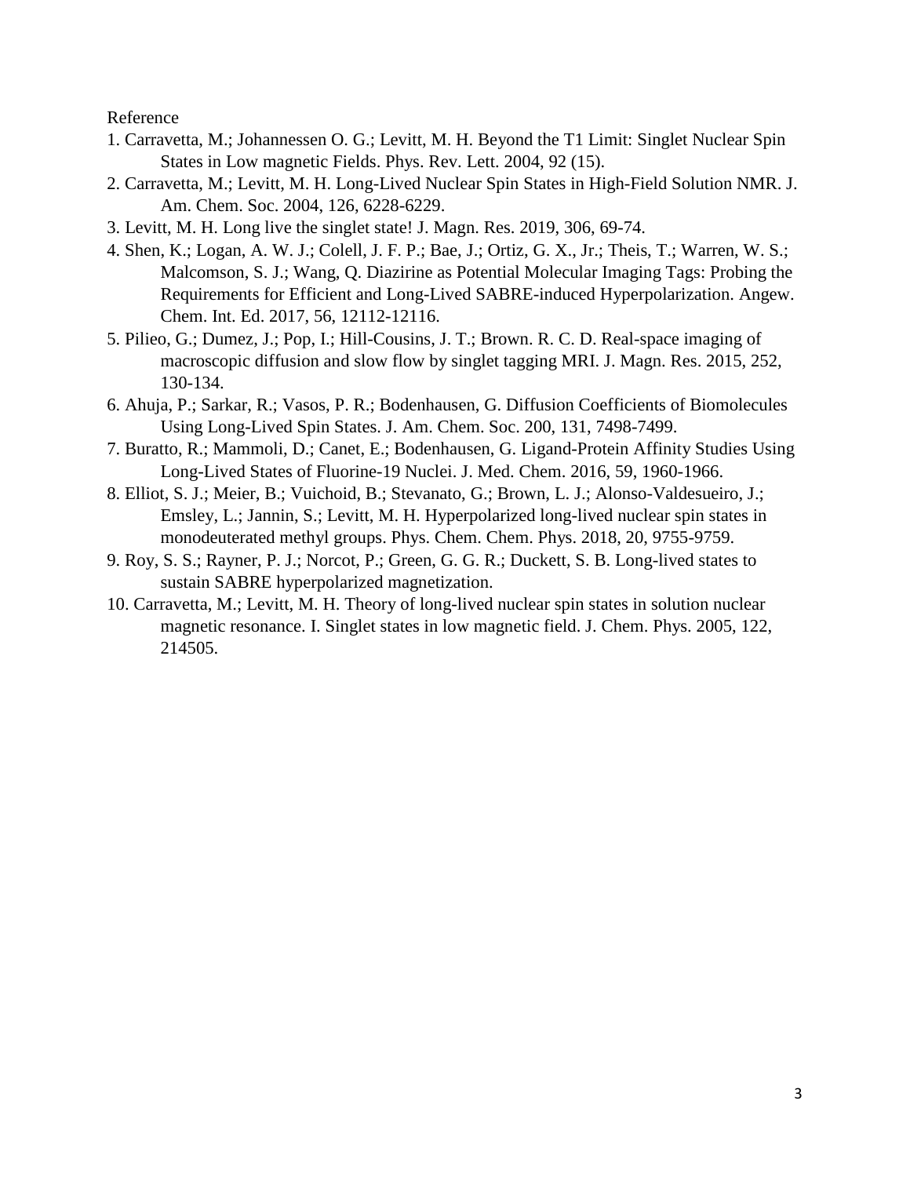Reference

1. Carravetta, M.; Johannessen O. G.; Levitt, M. H. Beyond the T1 Limit: Singlet Nuclear Spin States in Low magnetic Fields. Phys. Rev. Lett. 2004, 92 (15).
2. Carravetta, M.; Levitt, M. H. Long-Lived Nuclear Spin States in High-Field Solution NMR. J. Am. Chem. Soc. 2004, 126, 6228-6229.
3. Levitt, M. H. Long live the singlet state! J. Magn. Res. 2019, 306, 69-74.
4. Shen, K.; Logan, A. W. J.; Colell, J. F. P.; Bae, J.; Ortiz, G. X., Jr.; Theis, T.; Warren, W. S.; Malcomson, S. J.; Wang, Q. Diazirine as Potential Molecular Imaging Tags: Probing the Requirements for Efficient and Long-Lived SABRE-induced Hyperpolarization. Angew. Chem. Int. Ed. 2017, 56, 12112-12116.
5. Pilieo, G.; Dumez, J.; Pop, I.; Hill-Cousins, J. T.; Brown. R. C. D. Real-space imaging of macroscopic diffusion and slow flow by singlet tagging MRI. J. Magn. Res. 2015, 252, 130-134.
6. Ahuja, P.; Sarkar, R.; Vasos, P. R.; Bodenhausen, G. Diffusion Coefficients of Biomolecules Using Long-Lived Spin States. J. Am. Chem. Soc. 200, 131, 7498-7499.
7. Buratto, R.; Mammoli, D.; Canet, E.; Bodenhausen, G. Ligand-Protein Affinity Studies Using Long-Lived States of Fluorine-19 Nuclei. J. Med. Chem. 2016, 59, 1960-1966.
8. Elliot, S. J.; Meier, B.; Vuichoid, B.; Stevanato, G.; Brown, L. J.; Alonso-Valdesueiro, J.; Emsley, L.; Jannin, S.; Levitt, M. H. Hyperpolarized long-lived nuclear spin states in monodeuterated methyl groups. Phys. Chem. Chem. Phys. 2018, 20, 9755-9759.
9. Roy, S. S.; Rayner, P. J.; Norcot, P.; Green, G. G. R.; Duckett, S. B. Long-lived states to sustain SABRE hyperpolarized magnetization.
10. Carravetta, M.; Levitt, M. H. Theory of long-lived nuclear spin states in solution nuclear magnetic resonance. I. Singlet states in low magnetic field. J. Chem. Phys. 2005, 122, 214505.